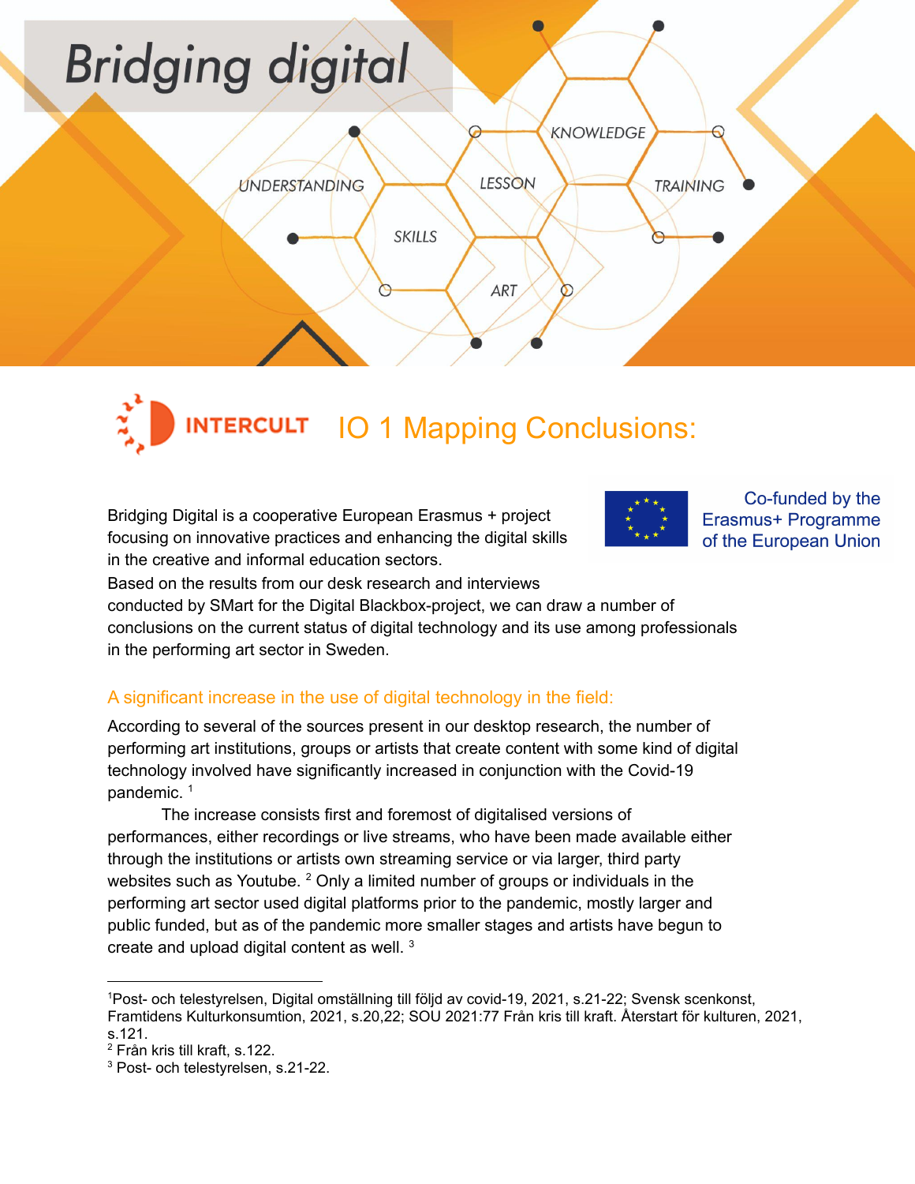# Bridging digital

INTERCULT

# IO 1 Mapping Conclusions:

Co-funded by the Erasmus+ Programme of the European Union

Bridging Digital is a cooperative European Erasmus + project focusing on innovative practices and enhancing the digital skills in the creative and informal education sectors.
Based on the results from our desk research and interviews conducted by SMart for the Digital Blackbox-project, we can draw a number of conclusions on the current status of digital technology and its use among professionals in the performing art sector in Sweden.

## A significant increase in the use of digital technology in the field:

According to several of the sources present in our desktop research, the number of performing art institutions, groups or artists that create content with some kind of digital technology involved have significantly increased in conjunction with the Covid-19 pandemic. [1]

The increase consists first and foremost of digitalised versions of performances, either recordings or live streams, who have been made available either through the institutions or artists own streaming service or via larger, third party websites such as Youtube. [2] Only a limited number of groups or individuals in the performing art sector used digital platforms prior to the pandemic, mostly larger and public funded, but as of the pandemic more smaller stages and artists have begun to create and upload digital content as well. [3]

---

[1] Post- och telestyrelsen, Digital omställning till följd av covid-19, 2021, s.21-22; Svensk scenkonst, Framtidens Kulturkonsumtion, 2021, s.20,22; SOU 2021:77 Från kris till kraft. Återstart för kulturen, 2021, s.121.

[2] Från kris till kraft, s.122.

[3] Post- och telestyrelsen, s.21-22.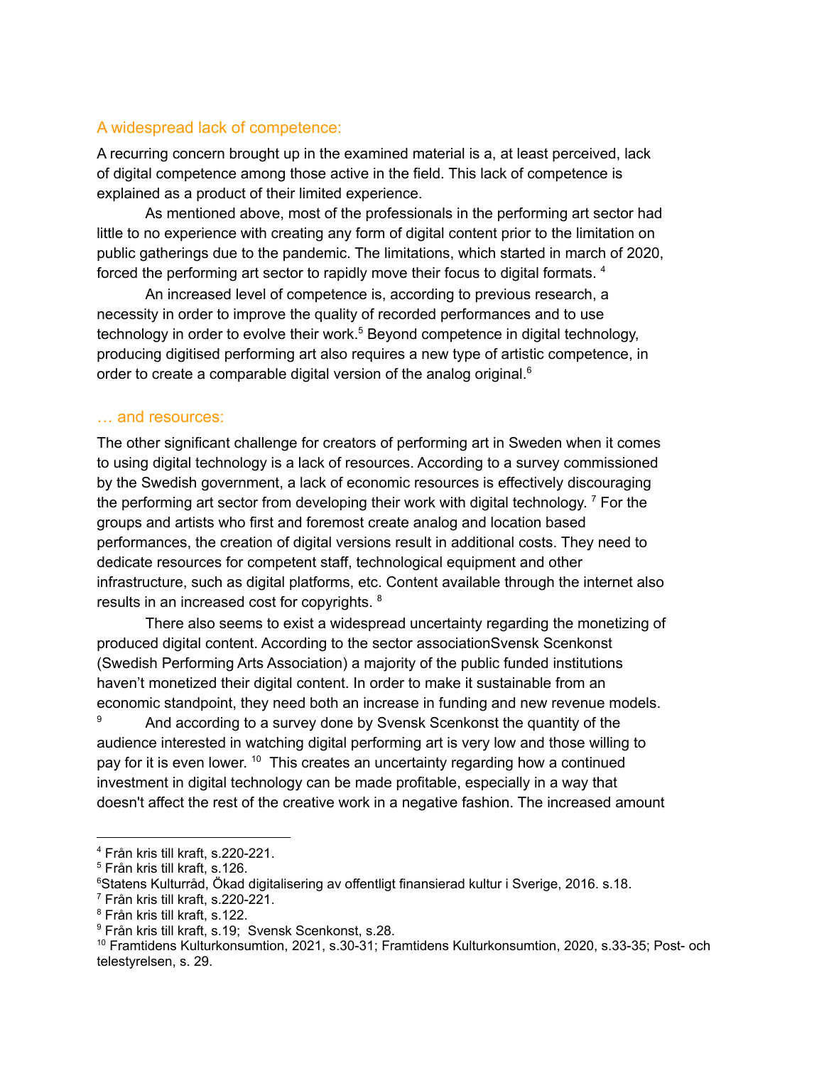## A widespread lack of competence:

A recurring concern brought up in the examined material is a, at least perceived, lack of digital competence among those active in the field. This lack of competence is explained as a product of their limited experience.

As mentioned above, most of the professionals in the performing art sector had little to no experience with creating any form of digital content prior to the limitation on public gatherings due to the pandemic. The limitations, which started in march of 2020, forced the performing art sector to rapidly move their focus to digital formats. [4]

An increased level of competence is, according to previous research, a necessity in order to improve the quality of recorded performances and to use technology in order to evolve their work.[5] Beyond competence in digital technology, producing digitised performing art also requires a new type of artistic competence, in order to create a comparable digital version of the analog original.[6]

## … and resources:

The other significant challenge for creators of performing art in Sweden when it comes to using digital technology is a lack of resources. According to a survey commissioned by the Swedish government, a lack of economic resources is effectively discouraging the performing art sector from developing their work with digital technology. [7] For the groups and artists who first and foremost create analog and location based performances, the creation of digital versions result in additional costs. They need to dedicate resources for competent staff, technological equipment and other infrastructure, such as digital platforms, etc. Content available through the internet also results in an increased cost for copyrights. [8]

There also seems to exist a widespread uncertainty regarding the monetizing of produced digital content. According to the sector associationSvensk Scenkonst (Swedish Performing Arts Association) a majority of the public funded institutions haven't monetized their digital content. In order to make it sustainable from an economic standpoint, they need both an increase in funding and new revenue models. [9] And according to a survey done by Svensk Scenkonst the quantity of the audience interested in watching digital performing art is very low and those willing to pay for it is even lower. [10] This creates an uncertainty regarding how a continued investment in digital technology can be made profitable, especially in a way that doesn't affect the rest of the creative work in a negative fashion. The increased amount

---

[4] Från kris till kraft, s.220-221.
[5] Från kris till kraft, s.126.
[6] Statens Kulturråd, Ökad digitalisering av offentligt finansierad kultur i Sverige, 2016. s.18.
[7] Från kris till kraft, s.220-221.
[8] Från kris till kraft, s.122.
[9] Från kris till kraft, s.19; Svensk Scenkonst, s.28.
[10] Framtidens Kulturkonsumtion, 2021, s.30-31; Framtidens Kulturkonsumtion, 2020, s.33-35; Post- och telestyrelsen, s. 29.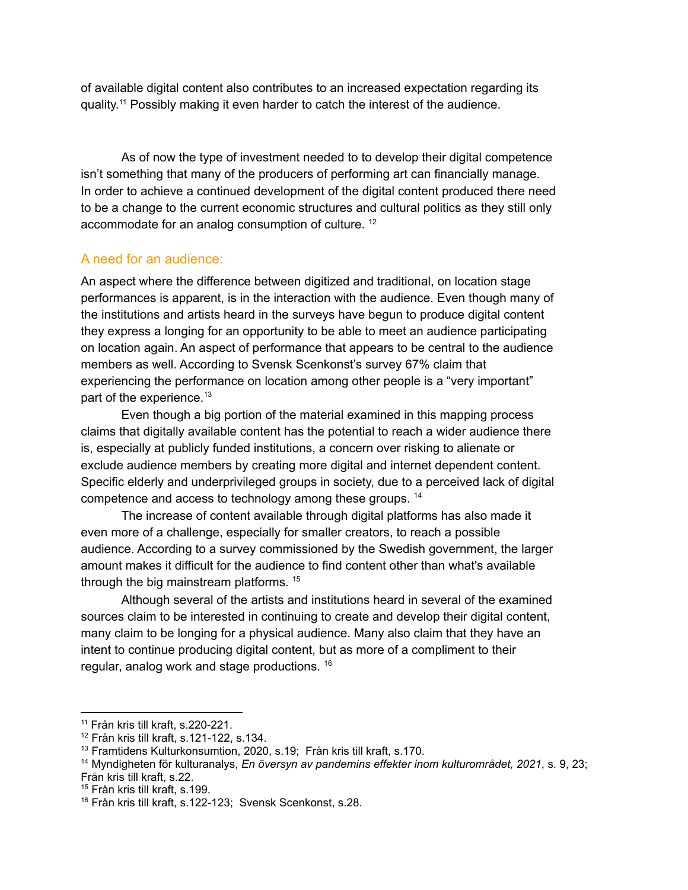of available digital content also contributes to an increased expectation regarding its quality.[11] Possibly making it even harder to catch the interest of the audience.

As of now the type of investment needed to to develop their digital competence isn't something that many of the producers of performing art can financially manage. In order to achieve a continued development of the digital content produced there need to be a change to the current economic structures and cultural politics as they still only accommodate for an analog consumption of culture. [12]

## A need for an audience:

An aspect where the difference between digitized and traditional, on location stage performances is apparent, is in the interaction with the audience. Even though many of the institutions and artists heard in the surveys have begun to produce digital content they express a longing for an opportunity to be able to meet an audience participating on location again. An aspect of performance that appears to be central to the audience members as well. According to Svensk Scenkonst's survey 67% claim that experiencing the performance on location among other people is a "very important" part of the experience.[13]

Even though a big portion of the material examined in this mapping process claims that digitally available content has the potential to reach a wider audience there is, especially at publicly funded institutions, a concern over risking to alienate or exclude audience members by creating more digital and internet dependent content. Specific elderly and underprivileged groups in society, due to a perceived lack of digital competence and access to technology among these groups. [14]

The increase of content available through digital platforms has also made it even more of a challenge, especially for smaller creators, to reach a possible audience. According to a survey commissioned by the Swedish government, the larger amount makes it difficult for the audience to find content other than what's available through the big mainstream platforms. [15]

Although several of the artists and institutions heard in several of the examined sources claim to be interested in continuing to create and develop their digital content, many claim to be longing for a physical audience. Many also claim that they have an intent to continue producing digital content, but as more of a compliment to their regular, analog work and stage productions. [16]

---

[11] Från kris till kraft, s.220-221.
[12] Från kris till kraft, s.121-122, s.134.
[13] Framtidens Kulturkonsumtion, 2020, s.19; Från kris till kraft, s.170.
[14] Myndigheten för kulturanalys, *En översyn av pandemins effekter inom kulturområdet, 2021*, s. 9, 23; Från kris till kraft, s.22.
[15] Från kris till kraft, s.199.
[16] Från kris till kraft, s.122-123; Svensk Scenkonst, s.28.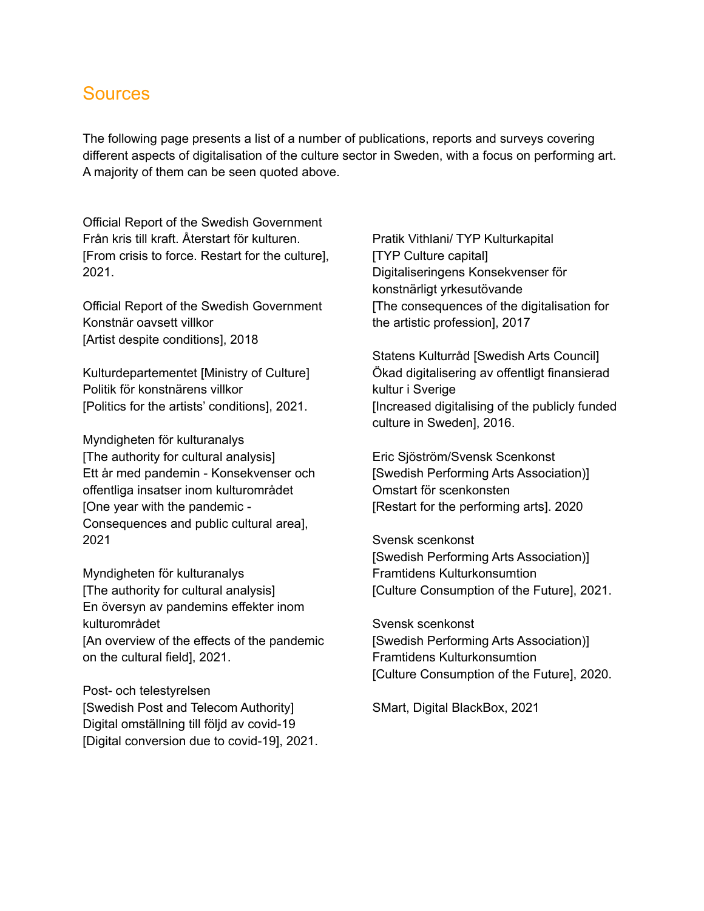## Sources

The following page presents a list of a number of publications, reports and surveys covering different aspects of digitalisation of the culture sector in Sweden, with a focus on performing art. A majority of them can be seen quoted above.

Official Report of the Swedish Government
Från kris till kraft. Återstart för kulturen.
[From crisis to force. Restart for the culture], 2021.

Official Report of the Swedish Government
Konstnär oavsett villkor
[Artist despite conditions], 2018

Kulturdepartementet [Ministry of Culture]
Politik för konstnärens villkor
[Politics for the artists' conditions], 2021.

Myndigheten för kulturanalys
[The authority for cultural analysis]
Ett år med pandemin - Konsekvenser och offentliga insatser inom kulturområdet
[One year with the pandemic - Consequences and public cultural area], 2021

Myndigheten för kulturanalys
[The authority for cultural analysis]
En översyn av pandemins effekter inom kulturområdet
[An overview of the effects of the pandemic on the cultural field], 2021.

Post- och telestyrelsen
[Swedish Post and Telecom Authority]
Digital omställning till följd av covid-19
[Digital conversion due to covid-19], 2021.

Pratik Vithlani/ TYP Kulturkapital
[TYP Culture capital]
Digitaliseringens Konsekvenser för konstnärligt yrkesutövande
[The consequences of the digitalisation for the artistic profession], 2017

Statens Kulturråd [Swedish Arts Council]
Ökad digitalisering av offentligt finansierad kultur i Sverige
[Increased digitalising of the publicly funded culture in Sweden], 2016.

Eric Sjöström/Svensk Scenkonst
[Swedish Performing Arts Association)]
Omstart för scenkonsten
[Restart for the performing arts]. 2020

Svensk scenkonst
[Swedish Performing Arts Association)]
Framtidens Kulturkonsumtion
[Culture Consumption of the Future], 2021.

Svensk scenkonst
[Swedish Performing Arts Association)]
Framtidens Kulturkonsumtion
[Culture Consumption of the Future], 2020.

SMart, Digital BlackBox, 2021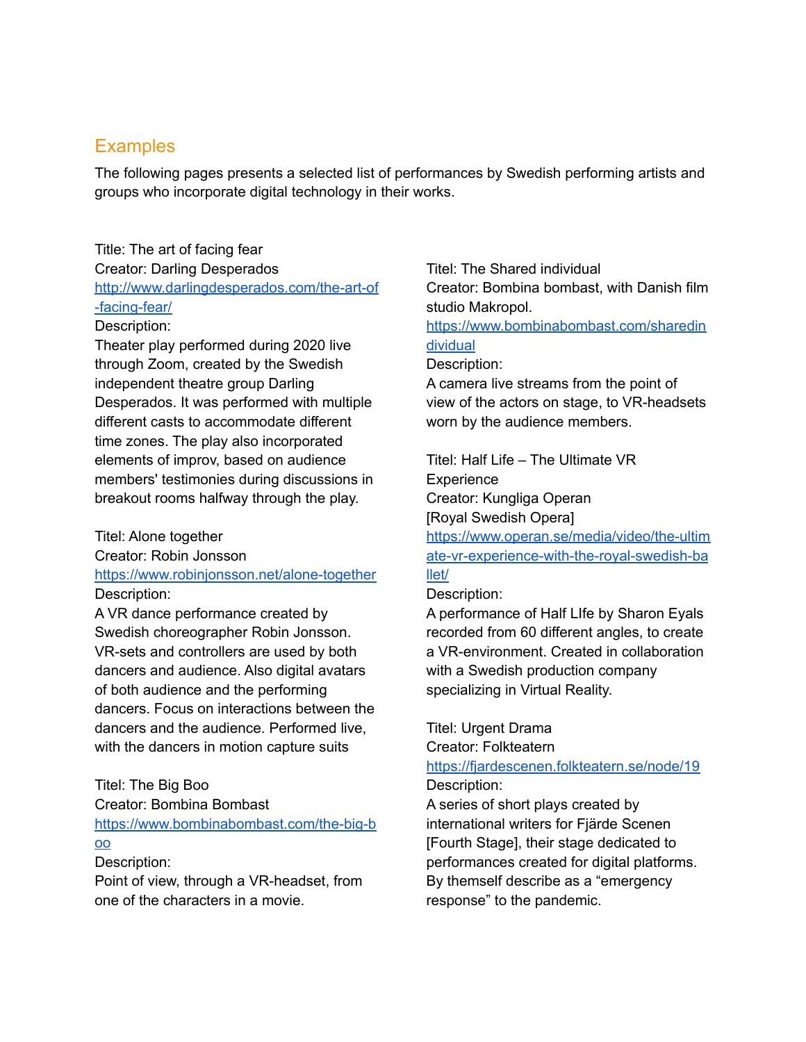## Examples

The following pages presents a selected list of performances by Swedish performing artists and groups who incorporate digital technology in their works.

Title: The art of facing fear
Creator: Darling Desperados
http://www.darlingdesperados.com/the-art-of-facing-fear/
Description:
Theater play performed during 2020 live through Zoom, created by the Swedish independent theatre group Darling Desperados. It was performed with multiple different casts to accommodate different time zones. The play also incorporated elements of improv, based on audience members' testimonies during discussions in breakout rooms halfway through the play.

Titel: Alone together
Creator: Robin Jonsson
https://www.robinjonsson.net/alone-together
Description:
A VR dance performance created by Swedish choreographer Robin Jonsson. VR-sets and controllers are used by both dancers and audience. Also digital avatars of both audience and the performing dancers. Focus on interactions between the dancers and the audience. Performed live, with the dancers in motion capture suits

Titel: The Big Boo
Creator: Bombina Bombast
https://www.bombinabombast.com/the-big-boo
Description:
Point of view, through a VR-headset, from one of the characters in a movie.

Titel: The Shared individual
Creator: Bombina bombast, with Danish film studio Makropol.
https://www.bombinabombast.com/sharedindividual
Description:
A camera live streams from the point of view of the actors on stage, to VR-headsets worn by the audience members.

Titel: Half Life – The Ultimate VR Experience
Creator: Kungliga Operan
[Royal Swedish Opera]
https://www.operan.se/media/video/the-ultimate-vr-experience-with-the-royal-swedish-ballet/
Description:
A performance of Half LIfe by Sharon Eyals recorded from 60 different angles, to create a VR-environment. Created in collaboration with a Swedish production company specializing in Virtual Reality.

Titel: Urgent Drama
Creator: Folkteatern
https://fjardescenen.folkteatern.se/node/19
Description:
A series of short plays created by international writers for Fjärde Scenen [Fourth Stage], their stage dedicated to performances created for digital platforms. By themself describe as a “emergency response” to the pandemic.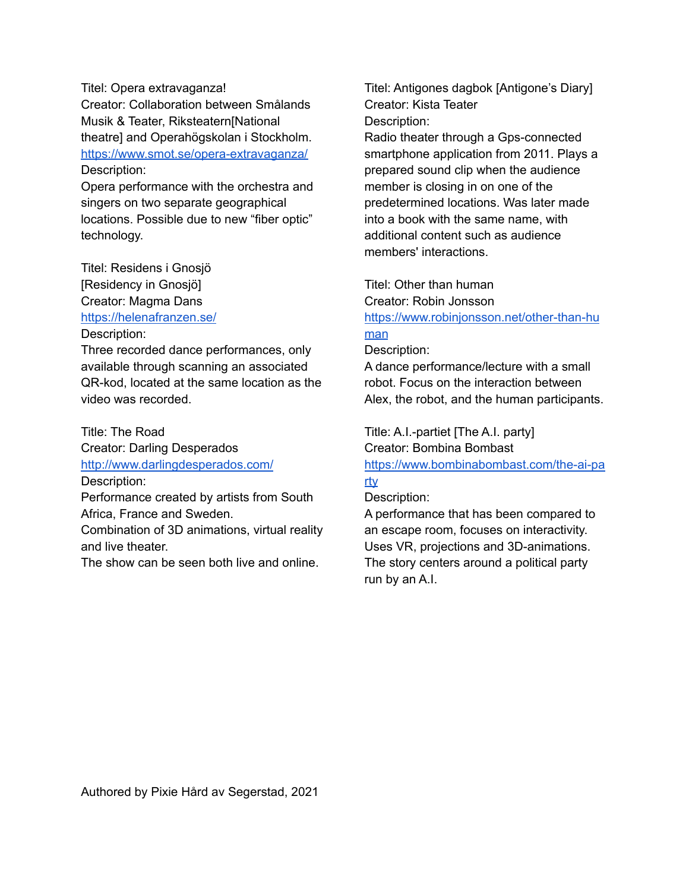Titel: Opera extravaganza!
Creator: Collaboration between Smålands Musik & Teater, Riksteatern[National theatre] and Operahögskolan i Stockholm.
https://www.smot.se/opera-extravaganza/
Description:
Opera performance with the orchestra and singers on two separate geographical locations. Possible due to new "fiber optic" technology.

Titel: Residens i Gnosjö
[Residency in Gnosjö]
Creator: Magma Dans
https://helenafranzen.se/
Description:
Three recorded dance performances, only available through scanning an associated QR-kod, located at the same location as the video was recorded.

Title: The Road
Creator: Darling Desperados
http://www.darlingdesperados.com/
Description:
Performance created by artists from South Africa, France and Sweden.
Combination of 3D animations, virtual reality and live theater.
The show can be seen both live and online.

Titel: Antigones dagbok [Antigone's Diary]
Creator: Kista Teater
Description:
Radio theater through a Gps-connected smartphone application from 2011. Plays a prepared sound clip when the audience member is closing in on one of the predetermined locations. Was later made into a book with the same name, with additional content such as audience members' interactions.

Titel: Other than human
Creator: Robin Jonsson
https://www.robinjonsson.net/other-than-human
Description:
A dance performance/lecture with a small robot. Focus on the interaction between Alex, the robot, and the human participants.

Title: A.I.-partiet [The A.I. party]
Creator: Bombina Bombast
https://www.bombinabombast.com/the-ai-party
Description:
A performance that has been compared to an escape room, focuses on interactivity. Uses VR, projections and 3D-animations. The story centers around a political party run by an A.I.

Authored by Pixie Hård av Segerstad, 2021